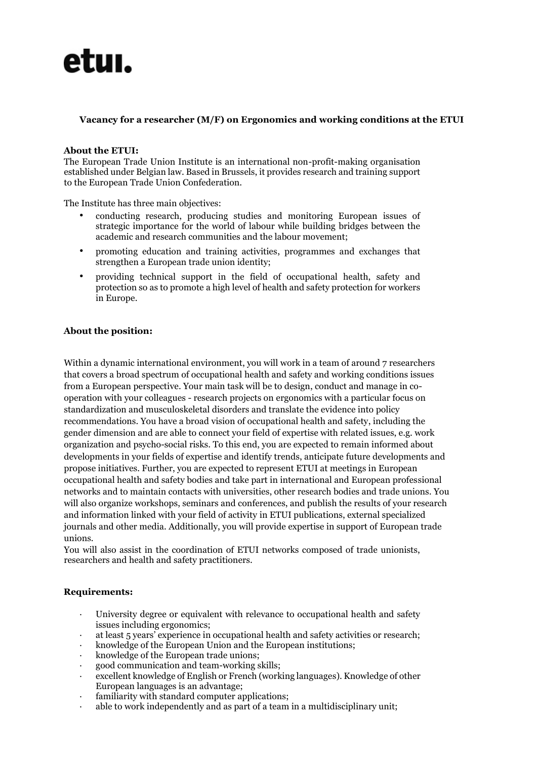# etui.

**Vacancy for a researcher (M/F) on Ergonomics and working conditions at the ETUI**

**About the ETUI:**

The European Trade Union Institute is an international non-profit-making organisation established under Belgian law. Based in Brussels, it provides research and training support to the European Trade Union Confederation.

The Institute has three main objectives:

- conducting research, producing studies and monitoring European issues of strategic importance for the world of labour while building bridges between the academic and research communities and the labour movement;
- promoting education and training activities, programmes and exchanges that strengthen a European trade union identity;
- providing technical support in the field of occupational health, safety and protection so as to promote a high level of health and safety protection for workers in Europe.

**About the position:**

Within a dynamic international environment, you will work in a team of around 7 researchers that covers a broad spectrum of occupational health and safety and working conditions issues from a European perspective. Your main task will be to design, conduct and manage in co-operation with your colleagues - research projects on ergonomics with a particular focus on standardization and musculoskeletal disorders and translate the evidence into policy recommendations. You have a broad vision of occupational health and safety, including the gender dimension and are able to connect your field of expertise with related issues, e.g. work organization and psycho-social risks. To this end, you are expected to remain informed about developments in your fields of expertise and identify trends, anticipate future developments and propose initiatives. Further, you are expected to represent ETUI at meetings in European occupational health and safety bodies and take part in international and European professional networks and to maintain contacts with universities, other research bodies and trade unions. You will also organize workshops, seminars and conferences, and publish the results of your research and information linked with your field of activity in ETUI publications, external specialized journals and other media. Additionally, you will provide expertise in support of European trade unions.

You will also assist in the coordination of ETUI networks composed of trade unionists, researchers and health and safety practitioners.

**Requirements:**

- University degree or equivalent with relevance to occupational health and safety issues including ergonomics;
- at least 5 years' experience in occupational health and safety activities or research;
- knowledge of the European Union and the European institutions;
- knowledge of the European trade unions;
- good communication and team-working skills;
- excellent knowledge of English or French (working languages). Knowledge of other European languages is an advantage;
- familiarity with standard computer applications;
- able to work independently and as part of a team in a multidisciplinary unit;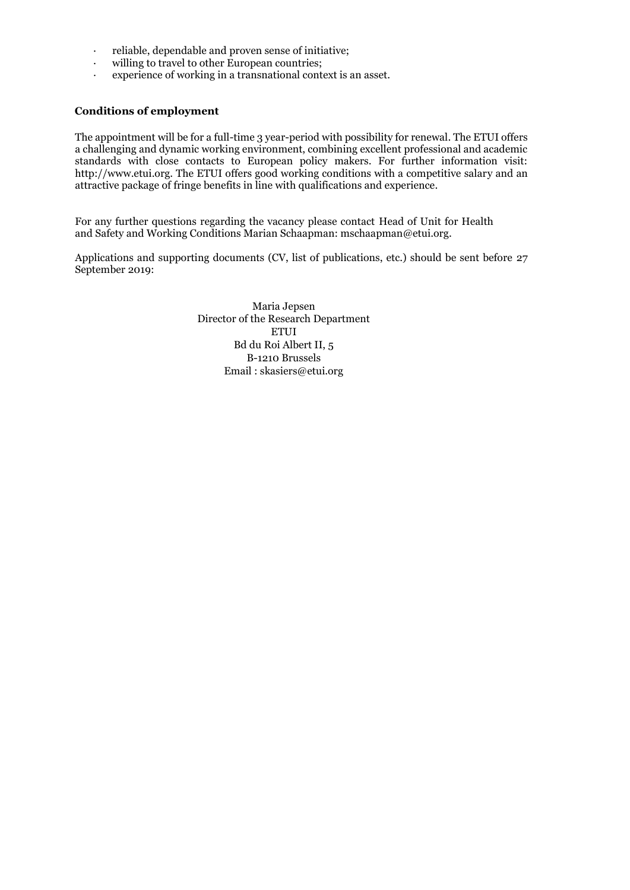- reliable, dependable and proven sense of initiative;
- willing to travel to other European countries;
- experience of working in a transnational context is an asset.

**Conditions of employment**

The appointment will be for a full-time 3 year-period with possibility for renewal. The ETUI offers a challenging and dynamic working environment, combining excellent professional and academic standards with close contacts to European policy makers. For further information visit: http://www.etui.org. The ETUI offers good working conditions with a competitive salary and an attractive package of fringe benefits in line with qualifications and experience.

For any further questions regarding the vacancy please contact Head of Unit for Health and Safety and Working Conditions Marian Schaapman: mschaapman@etui.org.

Applications and supporting documents (CV, list of publications, etc.) should be sent before 27 September 2019:

Maria Jepsen
Director of the Research Department
ETUI
Bd du Roi Albert II, 5
B-1210 Brussels
Email : skasiers@etui.org